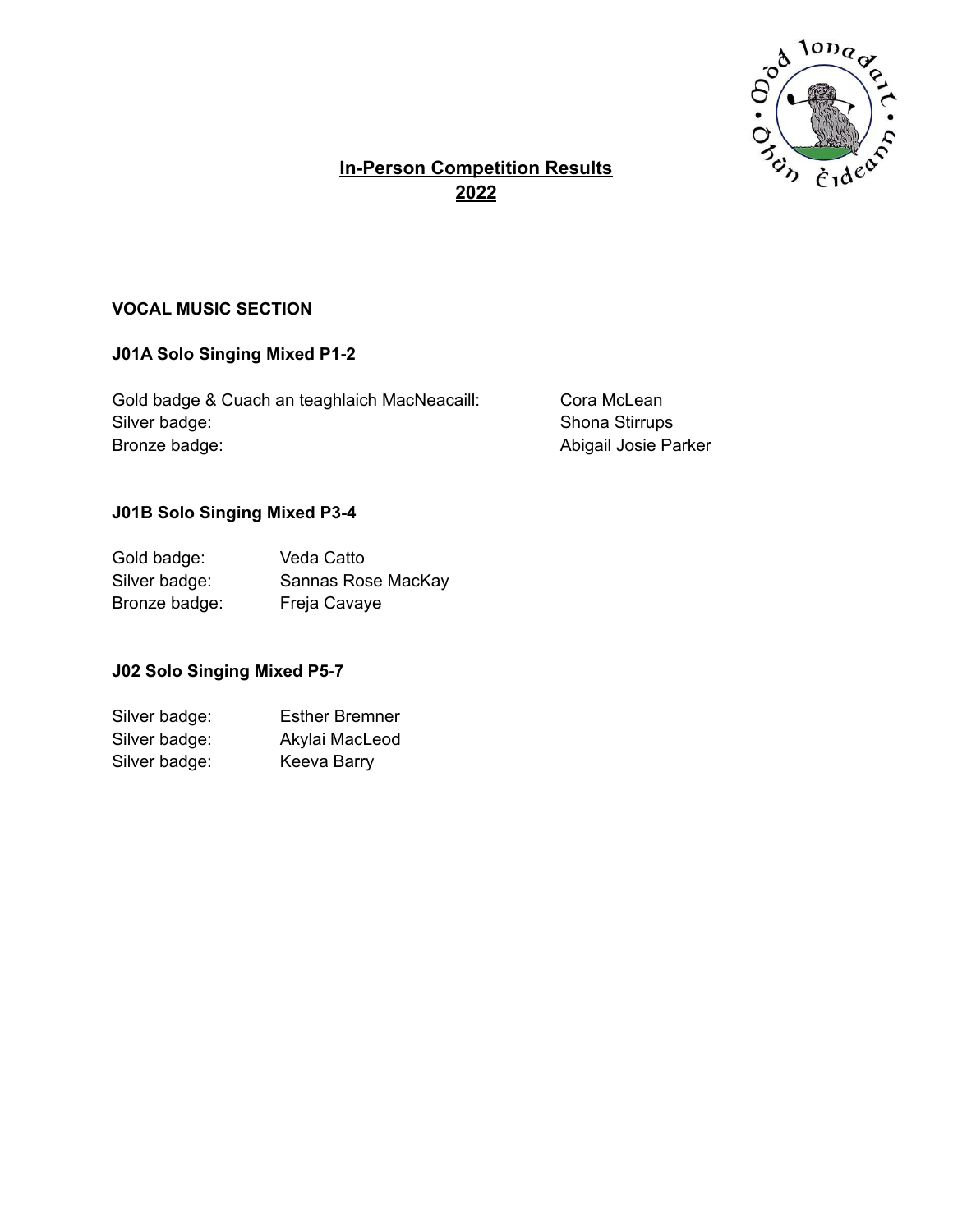# In-Person Competition Results 2022

## VOCAL MUSIC SECTION

### J01A Solo Singing Mixed P1-2

Gold badge & Cuach an teaghlaich MacNeacaill: Cora McLean
Silver badge: Shona Stirrups
Bronze badge: Abigail Josie Parker

### J01B Solo Singing Mixed P3-4

Gold badge: Veda Catto
Silver badge: Sannas Rose MacKay
Bronze badge: Freja Cavaye

### J02 Solo Singing Mixed P5-7

Silver badge: Esther Bremner
Silver badge: Akylai MacLeod
Silver badge: Keeva Barry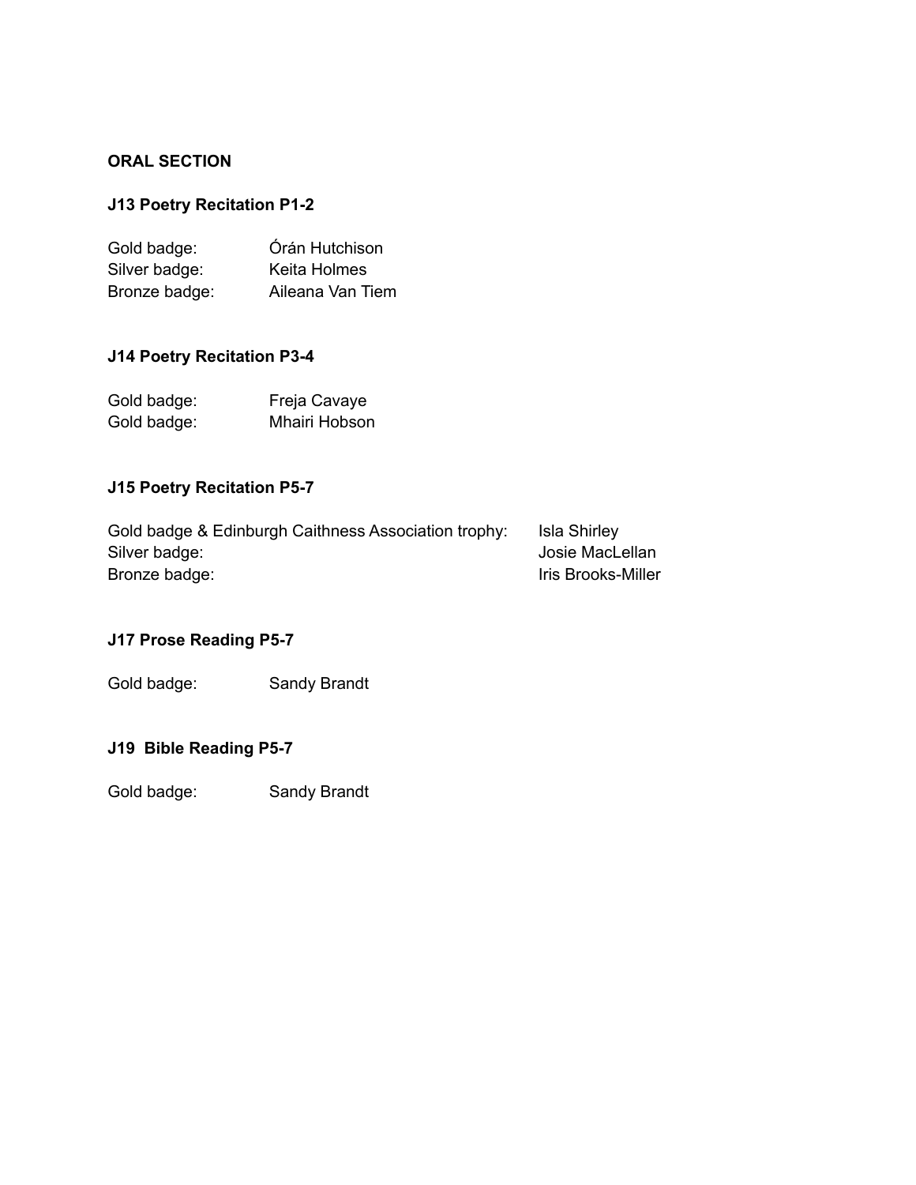## ORAL SECTION

### J13 Poetry Recitation P1-2

Gold badge: Órán Hutchison
Silver badge: Keita Holmes
Bronze badge: Aileana Van Tiem

### J14 Poetry Recitation P3-4

Gold badge: Freja Cavaye
Gold badge: Mhairi Hobson

### J15 Poetry Recitation P5-7

Gold badge & Edinburgh Caithness Association trophy: Isla Shirley
Silver badge: Josie MacLellan
Bronze badge: Iris Brooks-Miller

### J17 Prose Reading P5-7

Gold badge: Sandy Brandt

### J19 Bible Reading P5-7

Gold badge: Sandy Brandt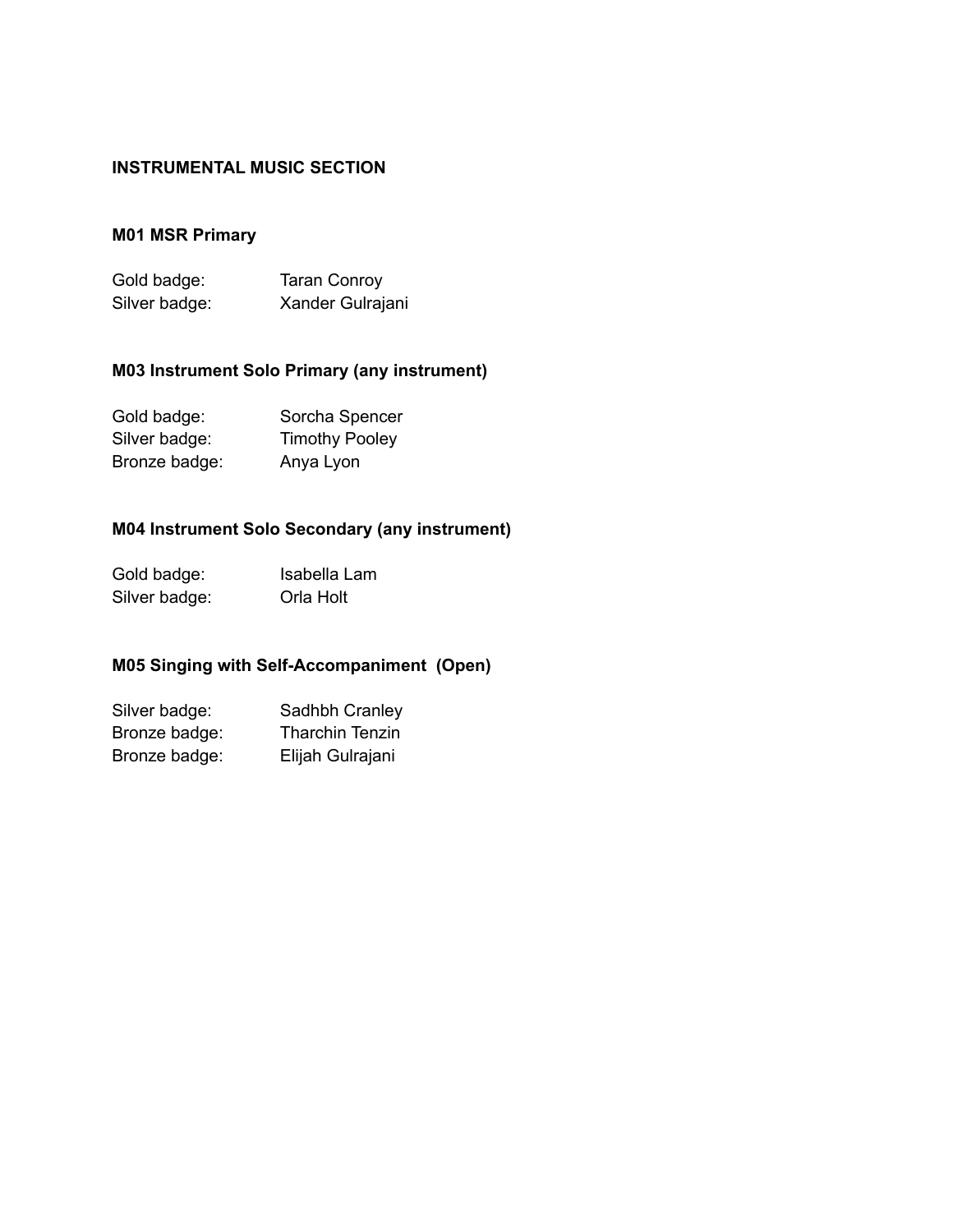## INSTRUMENTAL MUSIC SECTION

### M01 MSR Primary

Gold badge: Taran Conroy
Silver badge: Xander Gulrajani

### M03 Instrument Solo Primary (any instrument)

Gold badge: Sorcha Spencer
Silver badge: Timothy Pooley
Bronze badge: Anya Lyon

### M04 Instrument Solo Secondary (any instrument)

Gold badge: Isabella Lam
Silver badge: Orla Holt

### M05 Singing with Self-Accompaniment (Open)

Silver badge: Sadhbh Cranley
Bronze badge: Tharchin Tenzin
Bronze badge: Elijah Gulrajani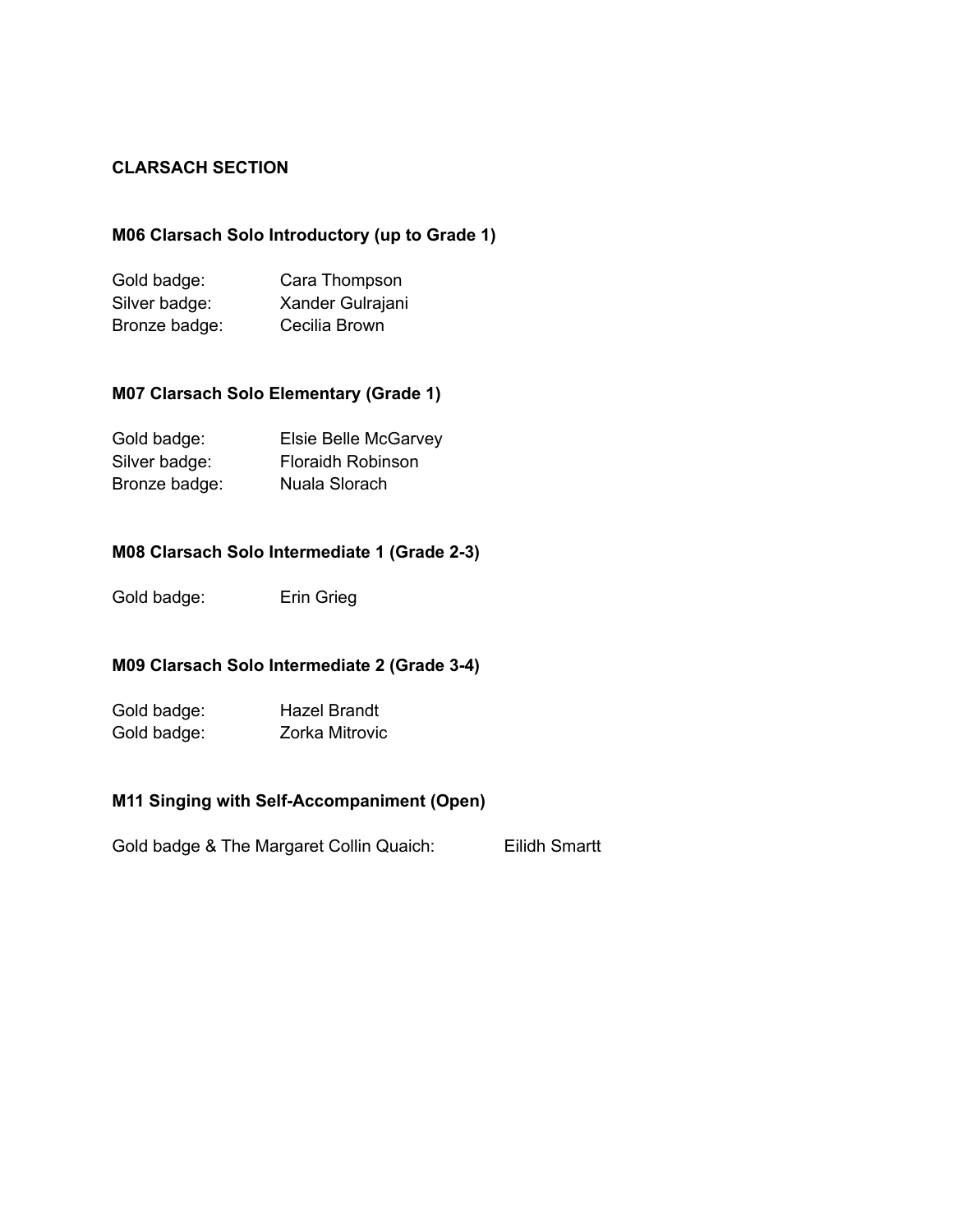## CLARSACH SECTION

### M06 Clarsach Solo Introductory (up to Grade 1)

Gold badge: Cara Thompson
Silver badge: Xander Gulrajani
Bronze badge: Cecilia Brown

### M07 Clarsach Solo Elementary (Grade 1)

Gold badge: Elsie Belle McGarvey
Silver badge: Floraidh Robinson
Bronze badge: Nuala Slorach

### M08 Clarsach Solo Intermediate 1 (Grade 2-3)

Gold badge: Erin Grieg

### M09 Clarsach Solo Intermediate 2 (Grade 3-4)

Gold badge: Hazel Brandt
Gold badge: Zorka Mitrovic

### M11 Singing with Self-Accompaniment (Open)

Gold badge & The Margaret Collin Quaich: Eilidh Smartt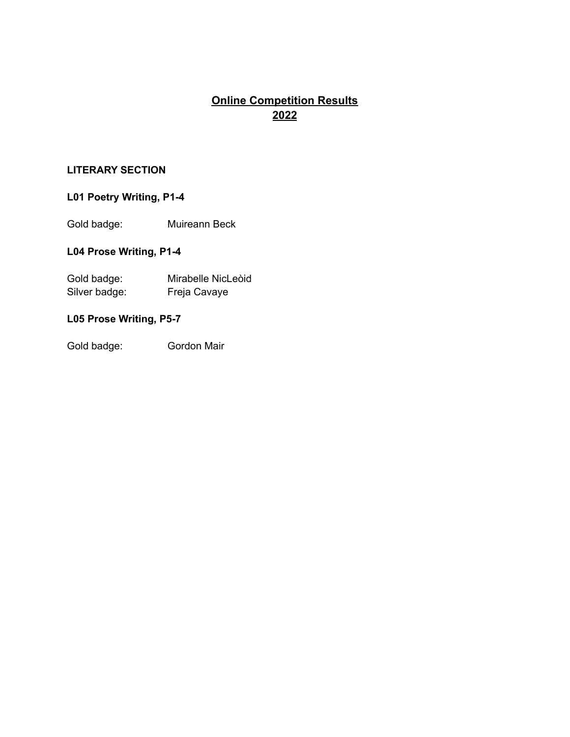# Online Competition Results 2022

## LITERARY SECTION

### L01 Poetry Writing, P1-4

Gold badge: Muireann Beck

### L04 Prose Writing, P1-4

Gold badge: Mirabelle NicLeòid
Silver badge: Freja Cavaye

### L05 Prose Writing, P5-7

Gold badge: Gordon Mair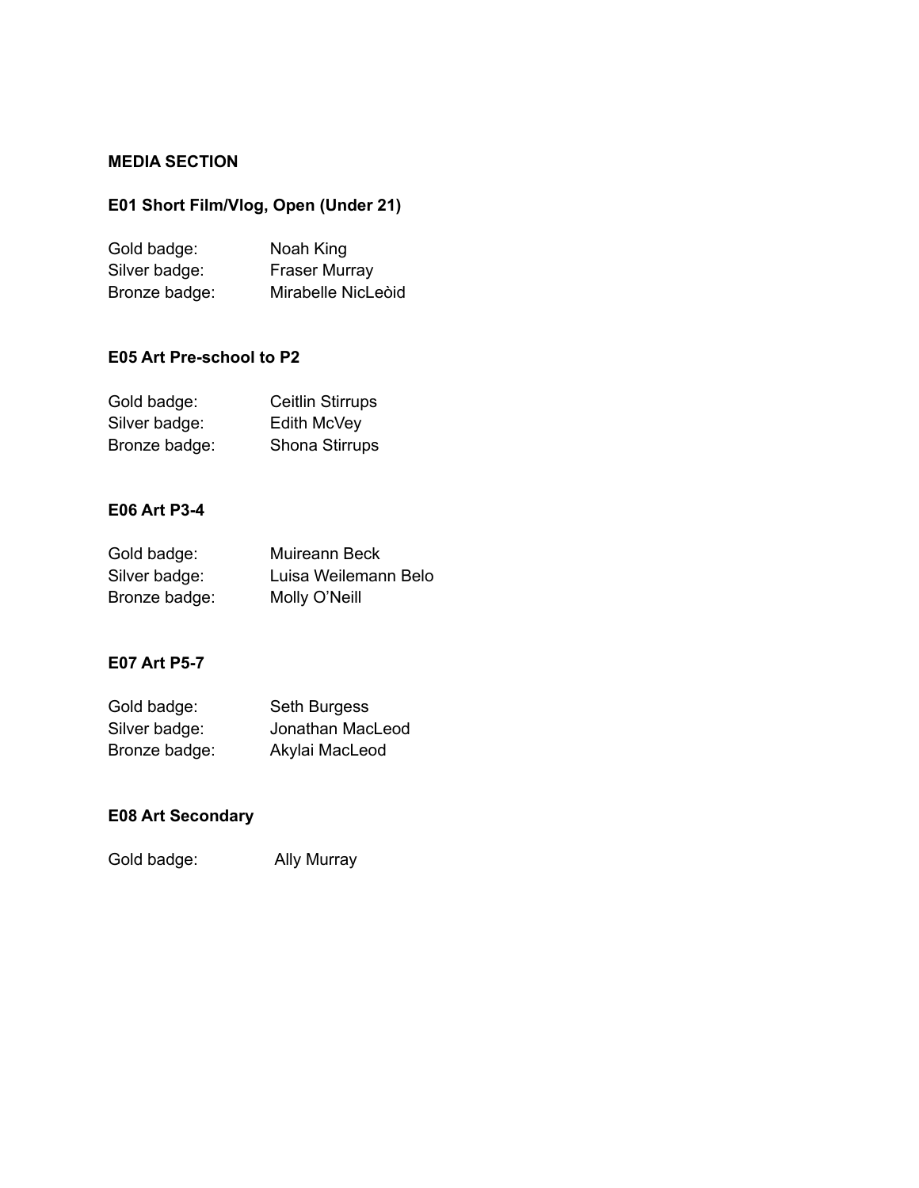**MEDIA SECTION**

**E01 Short Film/Vlog, Open (Under 21)**

| | |
|---|---|
| Gold badge: | Noah King |
| Silver badge: | Fraser Murray |
| Bronze badge: | Mirabelle NicLeòid |

**E05 Art Pre-school to P2**

| | |
|---|---|
| Gold badge: | Ceitlin Stirrups |
| Silver badge: | Edith McVey |
| Bronze badge: | Shona Stirrups |

**E06 Art P3-4**

| | |
|---|---|
| Gold badge: | Muireann Beck |
| Silver badge: | Luisa Weilemann Belo |
| Bronze badge: | Molly O'Neill |

**E07 Art P5-7**

| | |
|---|---|
| Gold badge: | Seth Burgess |
| Silver badge: | Jonathan MacLeod |
| Bronze badge: | Akylai MacLeod |

**E08 Art Secondary**

| | |
|---|---|
| Gold badge: | Ally Murray |